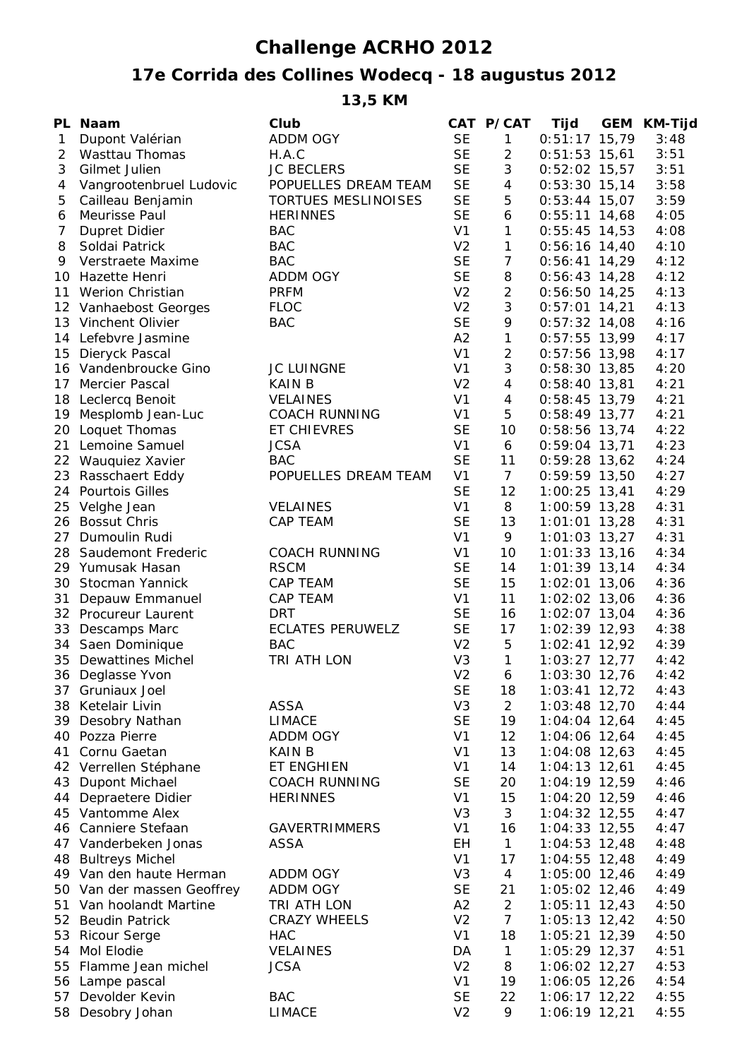# Challenge ACRHO 2012

## 17e Corrida des Collines Wodecq - 18 augustus 2012

### 13,5 KM

| PL | Naam | Club | CAT | P/CAT | Tijd | GEM | KM-Tijd |
|---|---|---|---|---|---|---|---|
| 1 | Dupont Valérian | ADDM OGY | SE | 1 | 0:51:17 | 15,79 | 3:48 |
| 2 | Wasttau Thomas | H.A.C | SE | 2 | 0:51:53 | 15,61 | 3:51 |
| 3 | Gilmet Julien | JC BECLERS | SE | 3 | 0:52:02 | 15,57 | 3:51 |
| 4 | Vangrootenbruel Ludovic | POPUELLES DREAM TEAM | SE | 4 | 0:53:30 | 15,14 | 3:58 |
| 5 | Cailleau Benjamin | TORTUES MESLINOISES | SE | 5 | 0:53:44 | 15,07 | 3:59 |
| 6 | Meurisse Paul | HERINNES | SE | 6 | 0:55:11 | 14,68 | 4:05 |
| 7 | Dupret Didier | BAC | V1 | 1 | 0:55:45 | 14,53 | 4:08 |
| 8 | Soldai Patrick | BAC | V2 | 1 | 0:56:16 | 14,40 | 4:10 |
| 9 | Verstraete Maxime | BAC | SE | 7 | 0:56:41 | 14,29 | 4:12 |
| 10 | Hazette Henri | ADDM OGY | SE | 8 | 0:56:43 | 14,28 | 4:12 |
| 11 | Werion Christian | PRFM | V2 | 2 | 0:56:50 | 14,25 | 4:13 |
| 12 | Vanhaebost Georges | FLOC | V2 | 3 | 0:57:01 | 14,21 | 4:13 |
| 13 | Vinchent Olivier | BAC | SE | 9 | 0:57:32 | 14,08 | 4:16 |
| 14 | Lefebvre Jasmine | | A2 | 1 | 0:57:55 | 13,99 | 4:17 |
| 15 | Dieryck Pascal | | V1 | 2 | 0:57:56 | 13,98 | 4:17 |
| 16 | Vandenbroucke Gino | JC LUINGNE | V1 | 3 | 0:58:30 | 13,85 | 4:20 |
| 17 | Mercier Pascal | KAIN B | V2 | 4 | 0:58:40 | 13,81 | 4:21 |
| 18 | Leclercq Benoit | VELAINES | V1 | 4 | 0:58:45 | 13,79 | 4:21 |
| 19 | Mesplomb Jean-Luc | COACH RUNNING | V1 | 5 | 0:58:49 | 13,77 | 4:21 |
| 20 | Loquet Thomas | ET CHIEVRES | SE | 10 | 0:58:56 | 13,74 | 4:22 |
| 21 | Lemoine Samuel | JCSA | V1 | 6 | 0:59:04 | 13,71 | 4:23 |
| 22 | Wauquiez Xavier | BAC | SE | 11 | 0:59:28 | 13,62 | 4:24 |
| 23 | Rasschaert Eddy | POPUELLES DREAM TEAM | V1 | 7 | 0:59:59 | 13,50 | 4:27 |
| 24 | Pourtois Gilles | | SE | 12 | 1:00:25 | 13,41 | 4:29 |
| 25 | Velghe Jean | VELAINES | V1 | 8 | 1:00:59 | 13,28 | 4:31 |
| 26 | Bossut Chris | CAP TEAM | SE | 13 | 1:01:01 | 13,28 | 4:31 |
| 27 | Dumoulin Rudi | | V1 | 9 | 1:01:03 | 13,27 | 4:31 |
| 28 | Saudemont Frederic | COACH RUNNING | V1 | 10 | 1:01:33 | 13,16 | 4:34 |
| 29 | Yumusak Hasan | RSCM | SE | 14 | 1:01:39 | 13,14 | 4:34 |
| 30 | Stocman Yannick | CAP TEAM | SE | 15 | 1:02:01 | 13,06 | 4:36 |
| 31 | Depauw Emmanuel | CAP TEAM | V1 | 11 | 1:02:02 | 13,06 | 4:36 |
| 32 | Procureur Laurent | DRT | SE | 16 | 1:02:07 | 13,04 | 4:36 |
| 33 | Descamps Marc | ECLATES PERUWELZ | SE | 17 | 1:02:39 | 12,93 | 4:38 |
| 34 | Saen Dominique | BAC | V2 | 5 | 1:02:41 | 12,92 | 4:39 |
| 35 | Dewattines Michel | TRI ATH LON | V3 | 1 | 1:03:27 | 12,77 | 4:42 |
| 36 | Deglasse Yvon | | V2 | 6 | 1:03:30 | 12,76 | 4:42 |
| 37 | Gruniaux Joel | | SE | 18 | 1:03:41 | 12,72 | 4:43 |
| 38 | Ketelair Livin | ASSA | V3 | 2 | 1:03:48 | 12,70 | 4:44 |
| 39 | Desobry Nathan | LIMACE | SE | 19 | 1:04:04 | 12,64 | 4:45 |
| 40 | Pozza Pierre | ADDM OGY | V1 | 12 | 1:04:06 | 12,64 | 4:45 |
| 41 | Cornu Gaetan | KAIN B | V1 | 13 | 1:04:08 | 12,63 | 4:45 |
| 42 | Verrellen Stéphane | ET ENGHIEN | V1 | 14 | 1:04:13 | 12,61 | 4:45 |
| 43 | Dupont Michael | COACH RUNNING | SE | 20 | 1:04:19 | 12,59 | 4:46 |
| 44 | Depraetere Didier | HERINNES | V1 | 15 | 1:04:20 | 12,59 | 4:46 |
| 45 | Vantomme Alex | | V3 | 3 | 1:04:32 | 12,55 | 4:47 |
| 46 | Canniere Stefaan | GAVERTRIMMERS | V1 | 16 | 1:04:33 | 12,55 | 4:47 |
| 47 | Vanderbeken Jonas | ASSA | EH | 1 | 1:04:53 | 12,48 | 4:48 |
| 48 | Bultreys Michel | | V1 | 17 | 1:04:55 | 12,48 | 4:49 |
| 49 | Van den haute Herman | ADDM OGY | V3 | 4 | 1:05:00 | 12,46 | 4:49 |
| 50 | Van der massen Geoffrey | ADDM OGY | SE | 21 | 1:05:02 | 12,46 | 4:49 |
| 51 | Van hoolandt Martine | TRI ATH LON | A2 | 2 | 1:05:11 | 12,43 | 4:50 |
| 52 | Beudin Patrick | CRAZY WHEELS | V2 | 7 | 1:05:13 | 12,42 | 4:50 |
| 53 | Ricour Serge | HAC | V1 | 18 | 1:05:21 | 12,39 | 4:50 |
| 54 | Mol Elodie | VELAINES | DA | 1 | 1:05:29 | 12,37 | 4:51 |
| 55 | Flamme Jean michel | JCSA | V2 | 8 | 1:06:02 | 12,27 | 4:53 |
| 56 | Lampe pascal | | V1 | 19 | 1:06:05 | 12,26 | 4:54 |
| 57 | Devolder Kevin | BAC | SE | 22 | 1:06:17 | 12,22 | 4:55 |
| 58 | Desobry Johan | LIMACE | V2 | 9 | 1:06:19 | 12,21 | 4:55 |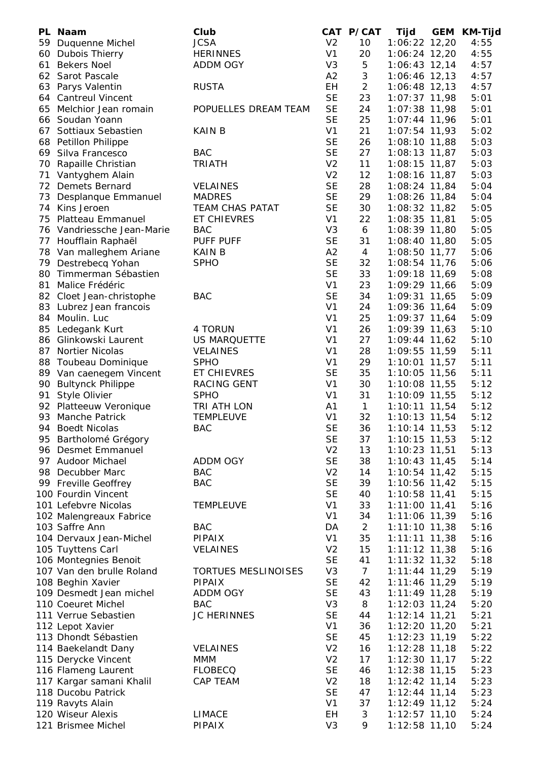| PL | Naam | Club | CAT | P/CAT | Tijd | GEM | KM-Tijd |
|---|---|---|---|---|---|---|---|
| 59 | Duquenne Michel | JCSA | V2 | 10 | 1:06:22 | 12,20 | 4:55 |
| 60 | Dubois Thierry | HERINNES | V1 | 20 | 1:06:24 | 12,20 | 4:55 |
| 61 | Bekers Noel | ADDM OGY | V3 | 5 | 1:06:43 | 12,14 | 4:57 |
| 62 | Sarot Pascale | | A2 | 3 | 1:06:46 | 12,13 | 4:57 |
| 63 | Parys Valentin | RUSTA | EH | 2 | 1:06:48 | 12,13 | 4:57 |
| 64 | Cantreul Vincent | | SE | 23 | 1:07:37 | 11,98 | 5:01 |
| 65 | Melchior Jean romain | POPUELLES DREAM TEAM | SE | 24 | 1:07:38 | 11,98 | 5:01 |
| 66 | Soudan Yoann | | SE | 25 | 1:07:44 | 11,96 | 5:01 |
| 67 | Sottiaux Sebastien | KAIN B | V1 | 21 | 1:07:54 | 11,93 | 5:02 |
| 68 | Petillon Philippe | | SE | 26 | 1:08:10 | 11,88 | 5:03 |
| 69 | Silva Francesco | BAC | SE | 27 | 1:08:13 | 11,87 | 5:03 |
| 70 | Rapaille Christian | TRIATH | V2 | 11 | 1:08:15 | 11,87 | 5:03 |
| 71 | Vantyghem Alain | | V2 | 12 | 1:08:16 | 11,87 | 5:03 |
| 72 | Demets Bernard | VELAINES | SE | 28 | 1:08:24 | 11,84 | 5:04 |
| 73 | Desplanque Emmanuel | MADRES | SE | 29 | 1:08:26 | 11,84 | 5:04 |
| 74 | Kins Jeroen | TEAM CHAS PATAT | SE | 30 | 1:08:32 | 11,82 | 5:05 |
| 75 | Platteau Emmanuel | ET CHIEVRES | V1 | 22 | 1:08:35 | 11,81 | 5:05 |
| 76 | Vandriessche Jean-Marie | BAC | V3 | 6 | 1:08:39 | 11,80 | 5:05 |
| 77 | Houfflain Raphaël | PUFF PUFF | SE | 31 | 1:08:40 | 11,80 | 5:05 |
| 78 | Van malleghem Ariane | KAIN B | A2 | 4 | 1:08:50 | 11,77 | 5:06 |
| 79 | Destrebecq Yohan | SPHO | SE | 32 | 1:08:54 | 11,76 | 5:06 |
| 80 | Timmerman Sébastien | | SE | 33 | 1:09:18 | 11,69 | 5:08 |
| 81 | Malice Frédéric | | V1 | 23 | 1:09:29 | 11,66 | 5:09 |
| 82 | Cloet Jean-christophe | BAC | SE | 34 | 1:09:31 | 11,65 | 5:09 |
| 83 | Lubrez Jean francois | | V1 | 24 | 1:09:36 | 11,64 | 5:09 |
| 84 | Moulin. Luc | | V1 | 25 | 1:09:37 | 11,64 | 5:09 |
| 85 | Ledegank Kurt | 4 TORUN | V1 | 26 | 1:09:39 | 11,63 | 5:10 |
| 86 | Glinkowski Laurent | US MARQUETTE | V1 | 27 | 1:09:44 | 11,62 | 5:10 |
| 87 | Nortier Nicolas | VELAINES | V1 | 28 | 1:09:55 | 11,59 | 5:11 |
| 88 | Toubeau Dominique | SPHO | V1 | 29 | 1:10:01 | 11,57 | 5:11 |
| 89 | Van caenegem Vincent | ET CHIEVRES | SE | 35 | 1:10:05 | 11,56 | 5:11 |
| 90 | Bultynck Philippe | RACING GENT | V1 | 30 | 1:10:08 | 11,55 | 5:12 |
| 91 | Style Olivier | SPHO | V1 | 31 | 1:10:09 | 11,55 | 5:12 |
| 92 | Platteeuw Veronique | TRI ATH LON | A1 | 1 | 1:10:11 | 11,54 | 5:12 |
| 93 | Manche Patrick | TEMPLEUVE | V1 | 32 | 1:10:13 | 11,54 | 5:12 |
| 94 | Boedt Nicolas | BAC | SE | 36 | 1:10:14 | 11,53 | 5:12 |
| 95 | Bartholomé Grégory | | SE | 37 | 1:10:15 | 11,53 | 5:12 |
| 96 | Desmet Emmanuel | | V2 | 13 | 1:10:23 | 11,51 | 5:13 |
| 97 | Audoor Michael | ADDM OGY | SE | 38 | 1:10:43 | 11,45 | 5:14 |
| 98 | Decubber Marc | BAC | V2 | 14 | 1:10:54 | 11,42 | 5:15 |
| 99 | Freville Geoffrey | BAC | SE | 39 | 1:10:56 | 11,42 | 5:15 |
| 100 | Fourdin Vincent | | SE | 40 | 1:10:58 | 11,41 | 5:15 |
| 101 | Lefebvre Nicolas | TEMPLEUVE | V1 | 33 | 1:11:00 | 11,41 | 5:16 |
| 102 | Malengreaux Fabrice | | V1 | 34 | 1:11:06 | 11,39 | 5:16 |
| 103 | Saffre Ann | BAC | DA | 2 | 1:11:10 | 11,38 | 5:16 |
| 104 | Dervaux Jean-Michel | PIPAIX | V1 | 35 | 1:11:11 | 11,38 | 5:16 |
| 105 | Tuyttens Carl | VELAINES | V2 | 15 | 1:11:12 | 11,38 | 5:16 |
| 106 | Montegnies Benoit | | SE | 41 | 1:11:32 | 11,32 | 5:18 |
| 107 | Van den brulle Roland | TORTUES MESLINOISES | V3 | 7 | 1:11:44 | 11,29 | 5:19 |
| 108 | Beghin Xavier | PIPAIX | SE | 42 | 1:11:46 | 11,29 | 5:19 |
| 109 | Desmedt Jean michel | ADDM OGY | SE | 43 | 1:11:49 | 11,28 | 5:19 |
| 110 | Coeuret Michel | BAC | V3 | 8 | 1:12:03 | 11,24 | 5:20 |
| 111 | Verrue Sebastien | JC HERINNES | SE | 44 | 1:12:14 | 11,21 | 5:21 |
| 112 | Lepot Xavier | | V1 | 36 | 1:12:20 | 11,20 | 5:21 |
| 113 | Dhondt Sébastien | | SE | 45 | 1:12:23 | 11,19 | 5:22 |
| 114 | Baekelandt Dany | VELAINES | V2 | 16 | 1:12:28 | 11,18 | 5:22 |
| 115 | Derycke Vincent | MMM | V2 | 17 | 1:12:30 | 11,17 | 5:22 |
| 116 | Flameng Laurent | FLOBECQ | SE | 46 | 1:12:38 | 11,15 | 5:23 |
| 117 | Kargar samani Khalil | CAP TEAM | V2 | 18 | 1:12:42 | 11,14 | 5:23 |
| 118 | Ducobu Patrick | | SE | 47 | 1:12:44 | 11,14 | 5:23 |
| 119 | Ravyts Alain | | V1 | 37 | 1:12:49 | 11,12 | 5:24 |
| 120 | Wiseur Alexis | LIMACE | EH | 3 | 1:12:57 | 11,10 | 5:24 |
| 121 | Brismee Michel | PIPAIX | V3 | 9 | 1:12:58 | 11,10 | 5:24 |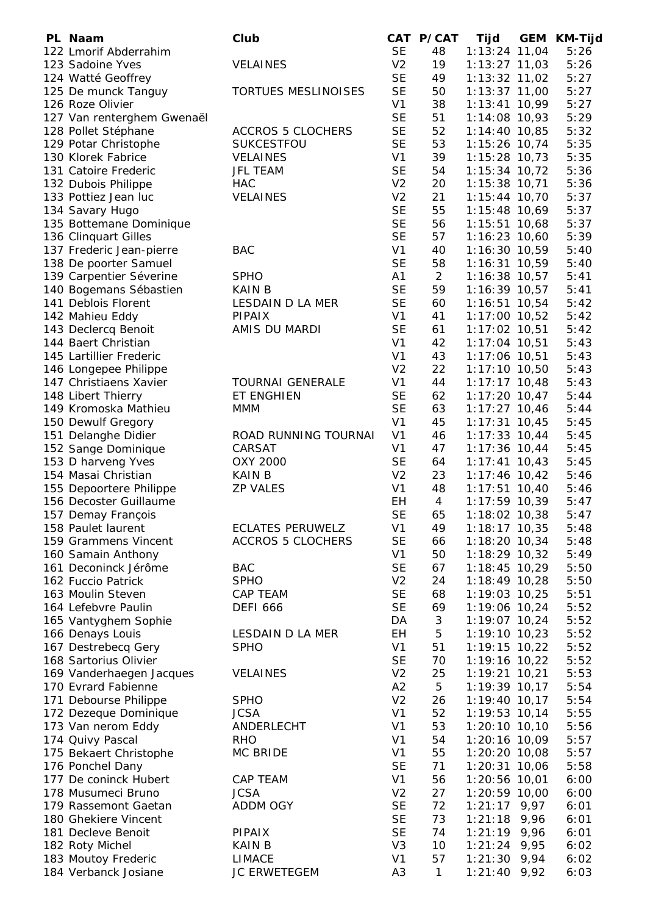| PL | Naam | Club | CAT | P/CAT | Tijd | GEM | KM-Tijd |
|---|---|---|---|---|---|---|---|
| 122 | Lmorif Abderrahim | | SE | 48 | 1:13:24 | 11,04 | 5:26 |
| 123 | Sadoine Yves | VELAINES | V2 | 19 | 1:13:27 | 11,03 | 5:26 |
| 124 | Watté Geoffrey | | SE | 49 | 1:13:32 | 11,02 | 5:27 |
| 125 | De munck Tanguy | TORTUES MESLINOISES | SE | 50 | 1:13:37 | 11,00 | 5:27 |
| 126 | Roze Olivier | | V1 | 38 | 1:13:41 | 10,99 | 5:27 |
| 127 | Van renterghem Gwenaël | | SE | 51 | 1:14:08 | 10,93 | 5:29 |
| 128 | Pollet Stéphane | ACCROS 5 CLOCHERS | SE | 52 | 1:14:40 | 10,85 | 5:32 |
| 129 | Potar Christophe | SUKCESTFOU | SE | 53 | 1:15:26 | 10,74 | 5:35 |
| 130 | Klorek Fabrice | VELAINES | V1 | 39 | 1:15:28 | 10,73 | 5:35 |
| 131 | Catoire Frederic | JFL TEAM | SE | 54 | 1:15:34 | 10,72 | 5:36 |
| 132 | Dubois Philippe | HAC | V2 | 20 | 1:15:38 | 10,71 | 5:36 |
| 133 | Pottiez Jean luc | VELAINES | V2 | 21 | 1:15:44 | 10,70 | 5:37 |
| 134 | Savary Hugo | | SE | 55 | 1:15:48 | 10,69 | 5:37 |
| 135 | Bottemane Dominique | | SE | 56 | 1:15:51 | 10,68 | 5:37 |
| 136 | Clinquart Gilles | | SE | 57 | 1:16:23 | 10,60 | 5:39 |
| 137 | Frederic Jean-pierre | BAC | V1 | 40 | 1:16:30 | 10,59 | 5:40 |
| 138 | De poorter Samuel | | SE | 58 | 1:16:31 | 10,59 | 5:40 |
| 139 | Carpentier Séverine | SPHO | A1 | 2 | 1:16:38 | 10,57 | 5:41 |
| 140 | Bogemans Sébastien | KAIN B | SE | 59 | 1:16:39 | 10,57 | 5:41 |
| 141 | Deblois Florent | LESDAIN D LA MER | SE | 60 | 1:16:51 | 10,54 | 5:42 |
| 142 | Mahieu Eddy | PIPAIX | V1 | 41 | 1:17:00 | 10,52 | 5:42 |
| 143 | Declercq Benoit | AMIS DU MARDI | SE | 61 | 1:17:02 | 10,51 | 5:42 |
| 144 | Baert Christian | | V1 | 42 | 1:17:04 | 10,51 | 5:43 |
| 145 | Lartillier Frederic | | V1 | 43 | 1:17:06 | 10,51 | 5:43 |
| 146 | Longepee Philippe | | V2 | 22 | 1:17:10 | 10,50 | 5:43 |
| 147 | Christiaens Xavier | TOURNAI GENERALE | V1 | 44 | 1:17:17 | 10,48 | 5:43 |
| 148 | Libert Thierry | ET ENGHIEN | SE | 62 | 1:17:20 | 10,47 | 5:44 |
| 149 | Kromoska Mathieu | MMM | SE | 63 | 1:17:27 | 10,46 | 5:44 |
| 150 | Dewulf Gregory | | V1 | 45 | 1:17:31 | 10,45 | 5:45 |
| 151 | Delanghe Didier | ROAD RUNNING TOURNAI | V1 | 46 | 1:17:33 | 10,44 | 5:45 |
| 152 | Sange Dominique | CARSAT | V1 | 47 | 1:17:36 | 10,44 | 5:45 |
| 153 | D harveng Yves | OXY 2000 | SE | 64 | 1:17:41 | 10,43 | 5:45 |
| 154 | Masai Christian | KAIN B | V2 | 23 | 1:17:46 | 10,42 | 5:46 |
| 155 | Depoortere Philippe | ZP VALES | V1 | 48 | 1:17:51 | 10,40 | 5:46 |
| 156 | Decoster Guillaume | | EH | 4 | 1:17:59 | 10,39 | 5:47 |
| 157 | Demay François | | SE | 65 | 1:18:02 | 10,38 | 5:47 |
| 158 | Paulet laurent | ECLATES PERUWELZ | V1 | 49 | 1:18:17 | 10,35 | 5:48 |
| 159 | Grammens Vincent | ACCROS 5 CLOCHERS | SE | 66 | 1:18:20 | 10,34 | 5:48 |
| 160 | Samain Anthony | | V1 | 50 | 1:18:29 | 10,32 | 5:49 |
| 161 | Deconinck Jérôme | BAC | SE | 67 | 1:18:45 | 10,29 | 5:50 |
| 162 | Fuccio Patrick | SPHO | V2 | 24 | 1:18:49 | 10,28 | 5:50 |
| 163 | Moulin Steven | CAP TEAM | SE | 68 | 1:19:03 | 10,25 | 5:51 |
| 164 | Lefebvre Paulin | DEFI 666 | SE | 69 | 1:19:06 | 10,24 | 5:52 |
| 165 | Vantyghem Sophie | | DA | 3 | 1:19:07 | 10,24 | 5:52 |
| 166 | Denays Louis | LESDAIN D LA MER | EH | 5 | 1:19:10 | 10,23 | 5:52 |
| 167 | Destrebecq Gery | SPHO | V1 | 51 | 1:19:15 | 10,22 | 5:52 |
| 168 | Sartorius Olivier | | SE | 70 | 1:19:16 | 10,22 | 5:52 |
| 169 | Vanderhaegen Jacques | VELAINES | V2 | 25 | 1:19:21 | 10,21 | 5:53 |
| 170 | Evrard Fabienne | | A2 | 5 | 1:19:39 | 10,17 | 5:54 |
| 171 | Debourse Philippe | SPHO | V2 | 26 | 1:19:40 | 10,17 | 5:54 |
| 172 | Dezeque Dominique | JCSA | V1 | 52 | 1:19:53 | 10,14 | 5:55 |
| 173 | Van nerom Eddy | ANDERLECHT | V1 | 53 | 1:20:10 | 10,10 | 5:56 |
| 174 | Quivy Pascal | RHO | V1 | 54 | 1:20:16 | 10,09 | 5:57 |
| 175 | Bekaert Christophe | MC BRIDE | V1 | 55 | 1:20:20 | 10,08 | 5:57 |
| 176 | Ponchel Dany | | SE | 71 | 1:20:31 | 10,06 | 5:58 |
| 177 | De coninck Hubert | CAP TEAM | V1 | 56 | 1:20:56 | 10,01 | 6:00 |
| 178 | Musumeci Bruno | JCSA | V2 | 27 | 1:20:59 | 10,00 | 6:00 |
| 179 | Rassemont Gaetan | ADDM OGY | SE | 72 | 1:21:17 | 9,97 | 6:01 |
| 180 | Ghekiere Vincent | | SE | 73 | 1:21:18 | 9,96 | 6:01 |
| 181 | Decleve Benoit | PIPAIX | SE | 74 | 1:21:19 | 9,96 | 6:01 |
| 182 | Roty Michel | KAIN B | V3 | 10 | 1:21:24 | 9,95 | 6:02 |
| 183 | Moutoy Frederic | LIMACE | V1 | 57 | 1:21:30 | 9,94 | 6:02 |
| 184 | Verbanck Josiane | JC ERWETEGEM | A3 | 1 | 1:21:40 | 9,92 | 6:03 |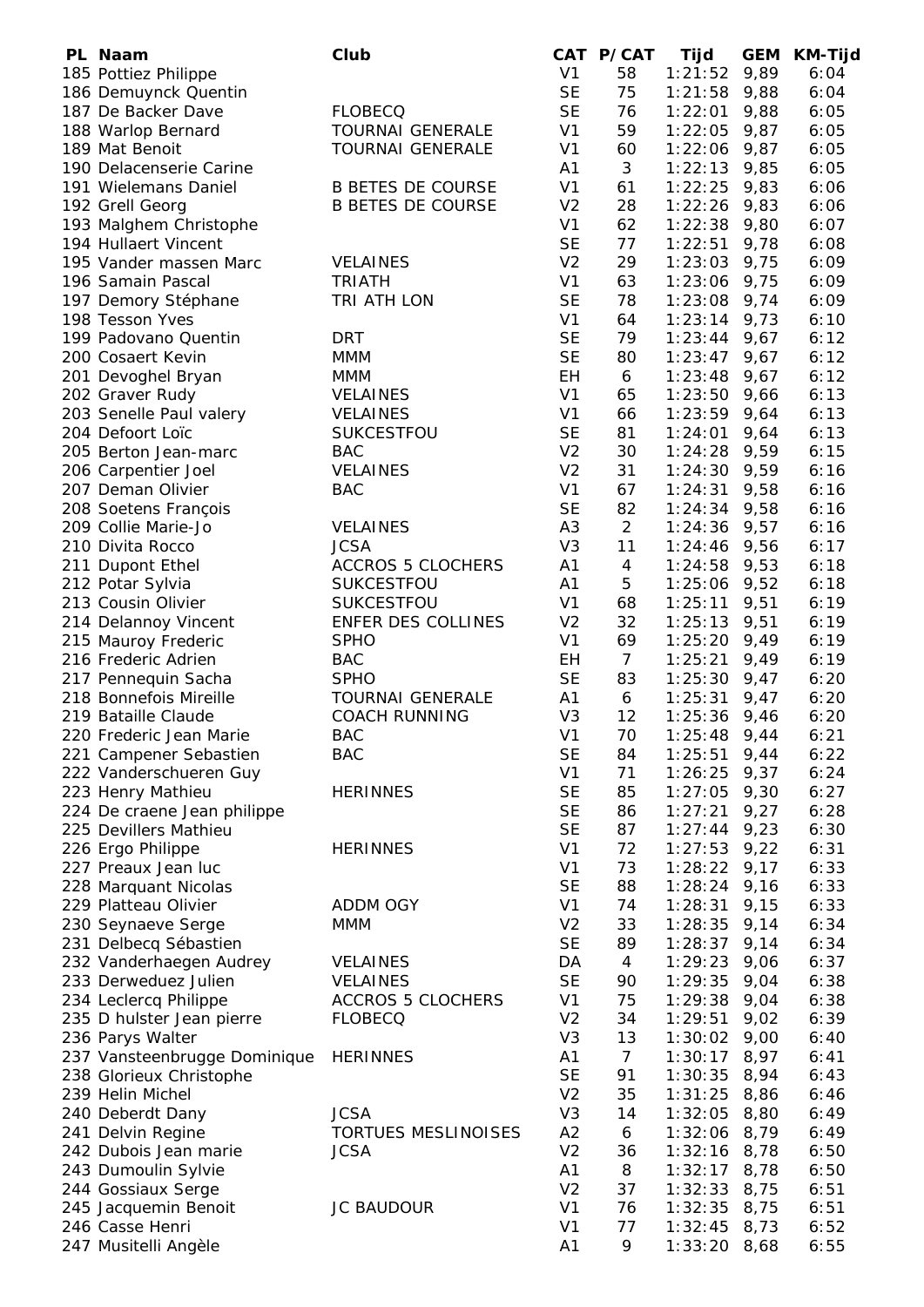| PL | Naam | Club | CAT | P/CAT | Tijd | GEM | KM-Tijd |
|---|---|---|---|---|---|---|---|
| 185 | Pottiez Philippe | | V1 | 58 | 1:21:52 | 9,89 | 6:04 |
| 186 | Demuynck Quentin | | SE | 75 | 1:21:58 | 9,88 | 6:04 |
| 187 | De Backer Dave | FLOBECQ | SE | 76 | 1:22:01 | 9,88 | 6:05 |
| 188 | Warlop Bernard | TOURNAI GENERALE | V1 | 59 | 1:22:05 | 9,87 | 6:05 |
| 189 | Mat Benoit | TOURNAI GENERALE | V1 | 60 | 1:22:06 | 9,87 | 6:05 |
| 190 | Delacenserie Carine | | A1 | 3 | 1:22:13 | 9,85 | 6:05 |
| 191 | Wielemans Daniel | B BETES DE COURSE | V1 | 61 | 1:22:25 | 9,83 | 6:06 |
| 192 | Grell Georg | B BETES DE COURSE | V2 | 28 | 1:22:26 | 9,83 | 6:06 |
| 193 | Malghem Christophe | | V1 | 62 | 1:22:38 | 9,80 | 6:07 |
| 194 | Hullaert Vincent | | SE | 77 | 1:22:51 | 9,78 | 6:08 |
| 195 | Vander massen Marc | VELAINES | V2 | 29 | 1:23:03 | 9,75 | 6:09 |
| 196 | Samain Pascal | TRIATH | V1 | 63 | 1:23:06 | 9,75 | 6:09 |
| 197 | Demory Stéphane | TRI ATH LON | SE | 78 | 1:23:08 | 9,74 | 6:09 |
| 198 | Tesson Yves | | V1 | 64 | 1:23:14 | 9,73 | 6:10 |
| 199 | Padovano Quentin | DRT | SE | 79 | 1:23:44 | 9,67 | 6:12 |
| 200 | Cosaert Kevin | MMM | SE | 80 | 1:23:47 | 9,67 | 6:12 |
| 201 | Devoghel Bryan | MMM | EH | 6 | 1:23:48 | 9,67 | 6:12 |
| 202 | Graver Rudy | VELAINES | V1 | 65 | 1:23:50 | 9,66 | 6:13 |
| 203 | Senelle Paul valery | VELAINES | V1 | 66 | 1:23:59 | 9,64 | 6:13 |
| 204 | Defoort Loïc | SUKCESTFOU | SE | 81 | 1:24:01 | 9,64 | 6:13 |
| 205 | Berton Jean-marc | BAC | V2 | 30 | 1:24:28 | 9,59 | 6:15 |
| 206 | Carpentier Joel | VELAINES | V2 | 31 | 1:24:30 | 9,59 | 6:16 |
| 207 | Deman Olivier | BAC | V1 | 67 | 1:24:31 | 9,58 | 6:16 |
| 208 | Soetens François | | SE | 82 | 1:24:34 | 9,58 | 6:16 |
| 209 | Collie Marie-Jo | VELAINES | A3 | 2 | 1:24:36 | 9,57 | 6:16 |
| 210 | Divita Rocco | JCSA | V3 | 11 | 1:24:46 | 9,56 | 6:17 |
| 211 | Dupont Ethel | ACCROS 5 CLOCHERS | A1 | 4 | 1:24:58 | 9,53 | 6:18 |
| 212 | Potar Sylvia | SUKCESTFOU | A1 | 5 | 1:25:06 | 9,52 | 6:18 |
| 213 | Cousin Olivier | SUKCESTFOU | V1 | 68 | 1:25:11 | 9,51 | 6:19 |
| 214 | Delannoy Vincent | ENFER DES COLLINES | V2 | 32 | 1:25:13 | 9,51 | 6:19 |
| 215 | Mauroy Frederic | SPHO | V1 | 69 | 1:25:20 | 9,49 | 6:19 |
| 216 | Frederic Adrien | BAC | EH | 7 | 1:25:21 | 9,49 | 6:19 |
| 217 | Pennequin Sacha | SPHO | SE | 83 | 1:25:30 | 9,47 | 6:20 |
| 218 | Bonnefois Mireille | TOURNAI GENERALE | A1 | 6 | 1:25:31 | 9,47 | 6:20 |
| 219 | Bataille Claude | COACH RUNNING | V3 | 12 | 1:25:36 | 9,46 | 6:20 |
| 220 | Frederic Jean Marie | BAC | V1 | 70 | 1:25:48 | 9,44 | 6:21 |
| 221 | Campener Sebastien | BAC | SE | 84 | 1:25:51 | 9,44 | 6:22 |
| 222 | Vanderschueren Guy | | V1 | 71 | 1:26:25 | 9,37 | 6:24 |
| 223 | Henry Mathieu | HERINNES | SE | 85 | 1:27:05 | 9,30 | 6:27 |
| 224 | De craene Jean philippe | | SE | 86 | 1:27:21 | 9,27 | 6:28 |
| 225 | Devillers Mathieu | | SE | 87 | 1:27:44 | 9,23 | 6:30 |
| 226 | Ergo Philippe | HERINNES | V1 | 72 | 1:27:53 | 9,22 | 6:31 |
| 227 | Preaux Jean luc | | V1 | 73 | 1:28:22 | 9,17 | 6:33 |
| 228 | Marquant Nicolas | | SE | 88 | 1:28:24 | 9,16 | 6:33 |
| 229 | Platteau Olivier | ADDM OGY | V1 | 74 | 1:28:31 | 9,15 | 6:33 |
| 230 | Seynaeve Serge | MMM | V2 | 33 | 1:28:35 | 9,14 | 6:34 |
| 231 | Delbecq Sébastien | | SE | 89 | 1:28:37 | 9,14 | 6:34 |
| 232 | Vanderhaegen Audrey | VELAINES | DA | 4 | 1:29:23 | 9,06 | 6:37 |
| 233 | Derweduez Julien | VELAINES | SE | 90 | 1:29:35 | 9,04 | 6:38 |
| 234 | Leclercq Philippe | ACCROS 5 CLOCHERS | V1 | 75 | 1:29:38 | 9,04 | 6:38 |
| 235 | D hulster Jean pierre | FLOBECQ | V2 | 34 | 1:29:51 | 9,02 | 6:39 |
| 236 | Parys Walter | | V3 | 13 | 1:30:02 | 9,00 | 6:40 |
| 237 | Vansteenbrugge Dominique | HERINNES | A1 | 7 | 1:30:17 | 8,97 | 6:41 |
| 238 | Glorieux Christophe | | SE | 91 | 1:30:35 | 8,94 | 6:43 |
| 239 | Helin Michel | | V2 | 35 | 1:31:25 | 8,86 | 6:46 |
| 240 | Deberdt Dany | JCSA | V3 | 14 | 1:32:05 | 8,80 | 6:49 |
| 241 | Delvin Regine | TORTUES MESLINOISES | A2 | 6 | 1:32:06 | 8,79 | 6:49 |
| 242 | Dubois Jean marie | JCSA | V2 | 36 | 1:32:16 | 8,78 | 6:50 |
| 243 | Dumoulin Sylvie | | A1 | 8 | 1:32:17 | 8,78 | 6:50 |
| 244 | Gossiaux Serge | | V2 | 37 | 1:32:33 | 8,75 | 6:51 |
| 245 | Jacquemin Benoit | JC BAUDOUR | V1 | 76 | 1:32:35 | 8,75 | 6:51 |
| 246 | Casse Henri | | V1 | 77 | 1:32:45 | 8,73 | 6:52 |
| 247 | Musitelli Angèle | | A1 | 9 | 1:33:20 | 8,68 | 6:55 |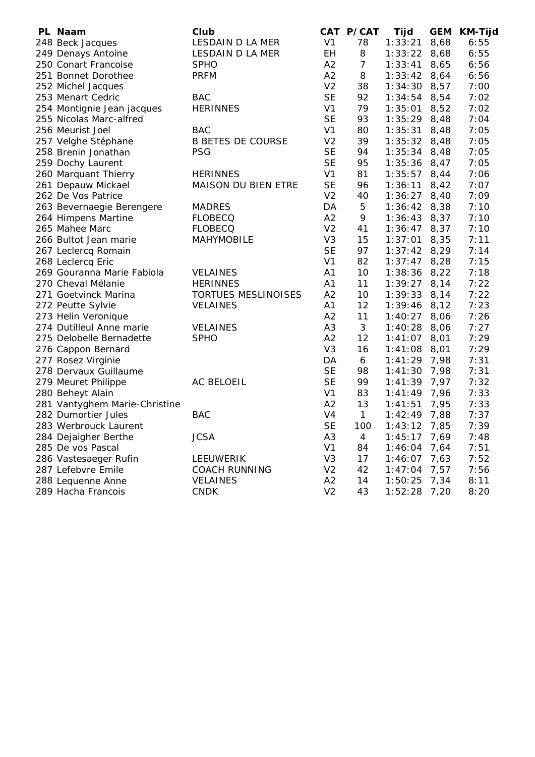| PL | Naam | Club | CAT | P/CAT | Tijd | GEM | KM-Tijd |
|---|---|---|---|---|---|---|---|
| 248 | Beck Jacques | LESDAIN D LA MER | V1 | 78 | 1:33:21 | 8,68 | 6:55 |
| 249 | Denays Antoine | LESDAIN D LA MER | EH | 8 | 1:33:22 | 8,68 | 6:55 |
| 250 | Conart Francoise | SPHO | A2 | 7 | 1:33:41 | 8,65 | 6:56 |
| 251 | Bonnet Dorothee | PRFM | A2 | 8 | 1:33:42 | 8,64 | 6:56 |
| 252 | Michel Jacques | | V2 | 38 | 1:34:30 | 8,57 | 7:00 |
| 253 | Menart Cedric | BAC | SE | 92 | 1:34:54 | 8,54 | 7:02 |
| 254 | Montignie Jean jacques | HERINNES | V1 | 79 | 1:35:01 | 8,52 | 7:02 |
| 255 | Nicolas Marc-alfred | | SE | 93 | 1:35:29 | 8,48 | 7:04 |
| 256 | Meurist Joel | BAC | V1 | 80 | 1:35:31 | 8,48 | 7:05 |
| 257 | Velghe Stéphane | B BETES DE COURSE | V2 | 39 | 1:35:32 | 8,48 | 7:05 |
| 258 | Brenin Jonathan | PSG | SE | 94 | 1:35:34 | 8,48 | 7:05 |
| 259 | Dochy Laurent | | SE | 95 | 1:35:36 | 8,47 | 7:05 |
| 260 | Marquant Thierry | HERINNES | V1 | 81 | 1:35:57 | 8,44 | 7:06 |
| 261 | Depauw Mickael | MAISON DU BIEN ETRE | SE | 96 | 1:36:11 | 8,42 | 7:07 |
| 262 | De Vos Patrice | | V2 | 40 | 1:36:27 | 8,40 | 7:09 |
| 263 | Bevernaegie Berengere | MADRES | DA | 5 | 1:36:42 | 8,38 | 7:10 |
| 264 | Himpens Martine | FLOBECQ | A2 | 9 | 1:36:43 | 8,37 | 7:10 |
| 265 | Mahee Marc | FLOBECQ | V2 | 41 | 1:36:47 | 8,37 | 7:10 |
| 266 | Bultot Jean marie | MAHYMOBILE | V3 | 15 | 1:37:01 | 8,35 | 7:11 |
| 267 | Leclercq Romain | | SE | 97 | 1:37:42 | 8,29 | 7:14 |
| 268 | Leclercq Eric | | V1 | 82 | 1:37:47 | 8,28 | 7:15 |
| 269 | Gouranna Marie Fabiola | VELAINES | A1 | 10 | 1:38:36 | 8,22 | 7:18 |
| 270 | Cheval Mélanie | HERINNES | A1 | 11 | 1:39:27 | 8,14 | 7:22 |
| 271 | Goetvinck Marina | TORTUES MESLINOISES | A2 | 10 | 1:39:33 | 8,14 | 7:22 |
| 272 | Peutte Sylvie | VELAINES | A1 | 12 | 1:39:46 | 8,12 | 7:23 |
| 273 | Helin Veronique | | A2 | 11 | 1:40:27 | 8,06 | 7:26 |
| 274 | Dutilleul Anne marie | VELAINES | A3 | 3 | 1:40:28 | 8,06 | 7:27 |
| 275 | Delobelle Bernadette | SPHO | A2 | 12 | 1:41:07 | 8,01 | 7:29 |
| 276 | Cappon Bernard | | V3 | 16 | 1:41:08 | 8,01 | 7:29 |
| 277 | Rosez Virginie | | DA | 6 | 1:41:29 | 7,98 | 7:31 |
| 278 | Dervaux Guillaume | | SE | 98 | 1:41:30 | 7,98 | 7:31 |
| 279 | Meuret Philippe | AC BELOEIL | SE | 99 | 1:41:39 | 7,97 | 7:32 |
| 280 | Beheyt Alain | | V1 | 83 | 1:41:49 | 7,96 | 7:33 |
| 281 | Vantyghem Marie-Christine | | A2 | 13 | 1:41:51 | 7,95 | 7:33 |
| 282 | Dumortier Jules | BAC | V4 | 1 | 1:42:49 | 7,88 | 7:37 |
| 283 | Werbrouck Laurent | | SE | 100 | 1:43:12 | 7,85 | 7:39 |
| 284 | Dejaigher Berthe | JCSA | A3 | 4 | 1:45:17 | 7,69 | 7:48 |
| 285 | De vos Pascal | | V1 | 84 | 1:46:04 | 7,64 | 7:51 |
| 286 | Vastesaeger Rufin | LEEUWERIK | V3 | 17 | 1:46:07 | 7,63 | 7:52 |
| 287 | Lefebvre Emile | COACH RUNNING | V2 | 42 | 1:47:04 | 7,57 | 7:56 |
| 288 | Lequenne Anne | VELAINES | A2 | 14 | 1:50:25 | 7,34 | 8:11 |
| 289 | Hacha Francois | CNDK | V2 | 43 | 1:52:28 | 7,20 | 8:20 |